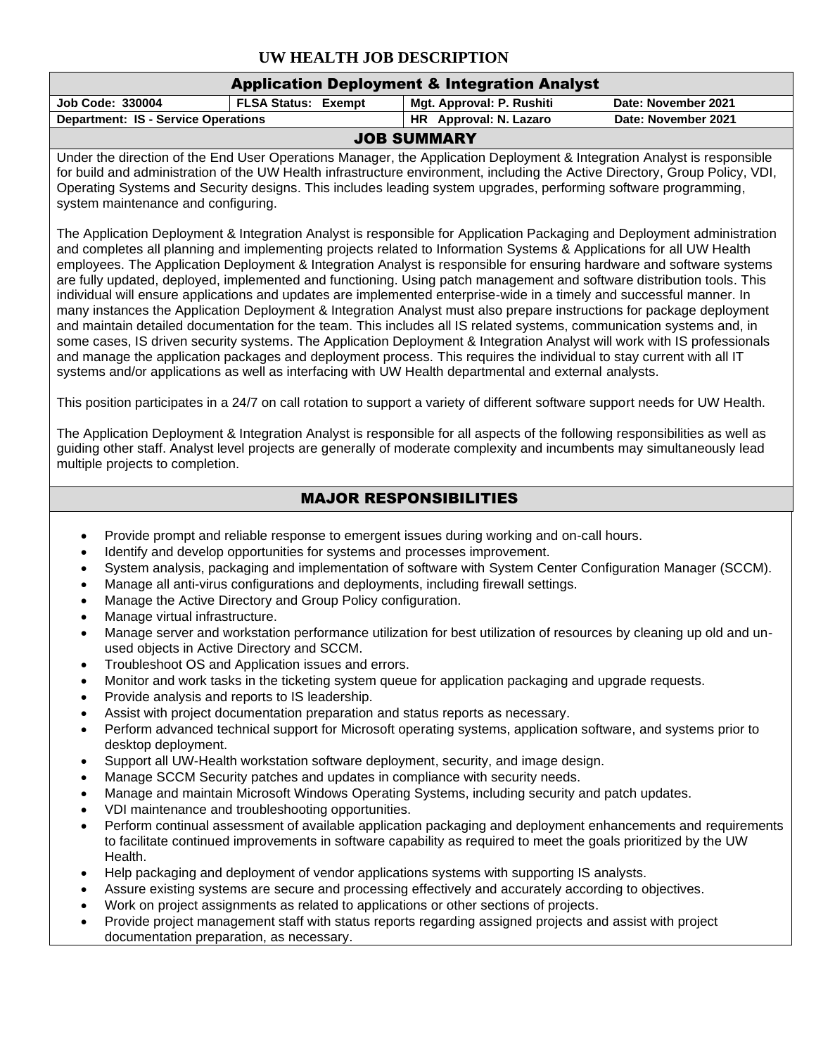# UW HEALTH JOB DESCRIPTION

## Application Deployment & Integration Analyst

| Job Code: 330004 | FLSA Status: Exempt | Mgt. Approval: P. Rushiti | Date: November 2021 |
|---|---|---|---|
| Department: IS - Service Operations | | HR Approval: N. Lazaro | Date: November 2021 |

## JOB SUMMARY

Under the direction of the End User Operations Manager, the Application Deployment & Integration Analyst is responsible for build and administration of the UW Health infrastructure environment, including the Active Directory, Group Policy, VDI, Operating Systems and Security designs. This includes leading system upgrades, performing software programming, system maintenance and configuring.

The Application Deployment & Integration Analyst is responsible for Application Packaging and Deployment administration and completes all planning and implementing projects related to Information Systems & Applications for all UW Health employees. The Application Deployment & Integration Analyst is responsible for ensuring hardware and software systems are fully updated, deployed, implemented and functioning. Using patch management and software distribution tools. This individual will ensure applications and updates are implemented enterprise-wide in a timely and successful manner. In many instances the Application Deployment & Integration Analyst must also prepare instructions for package deployment and maintain detailed documentation for the team. This includes all IS related systems, communication systems and, in some cases, IS driven security systems. The Application Deployment & Integration Analyst will work with IS professionals and manage the application packages and deployment process. This requires the individual to stay current with all IT systems and/or applications as well as interfacing with UW Health departmental and external analysts.

This position participates in a 24/7 on call rotation to support a variety of different software support needs for UW Health.

The Application Deployment & Integration Analyst is responsible for all aspects of the following responsibilities as well as guiding other staff. Analyst level projects are generally of moderate complexity and incumbents may simultaneously lead multiple projects to completion.

## MAJOR RESPONSIBILITIES

- Provide prompt and reliable response to emergent issues during working and on-call hours.
- Identify and develop opportunities for systems and processes improvement.
- System analysis, packaging and implementation of software with System Center Configuration Manager (SCCM).
- Manage all anti-virus configurations and deployments, including firewall settings.
- Manage the Active Directory and Group Policy configuration.
- Manage virtual infrastructure.
- Manage server and workstation performance utilization for best utilization of resources by cleaning up old and un-used objects in Active Directory and SCCM.
- Troubleshoot OS and Application issues and errors.
- Monitor and work tasks in the ticketing system queue for application packaging and upgrade requests.
- Provide analysis and reports to IS leadership.
- Assist with project documentation preparation and status reports as necessary.
- Perform advanced technical support for Microsoft operating systems, application software, and systems prior to desktop deployment.
- Support all UW-Health workstation software deployment, security, and image design.
- Manage SCCM Security patches and updates in compliance with security needs.
- Manage and maintain Microsoft Windows Operating Systems, including security and patch updates.
- VDI maintenance and troubleshooting opportunities.
- Perform continual assessment of available application packaging and deployment enhancements and requirements to facilitate continued improvements in software capability as required to meet the goals prioritized by the UW Health.
- Help packaging and deployment of vendor applications systems with supporting IS analysts.
- Assure existing systems are secure and processing effectively and accurately according to objectives.
- Work on project assignments as related to applications or other sections of projects.
- Provide project management staff with status reports regarding assigned projects and assist with project documentation preparation, as necessary.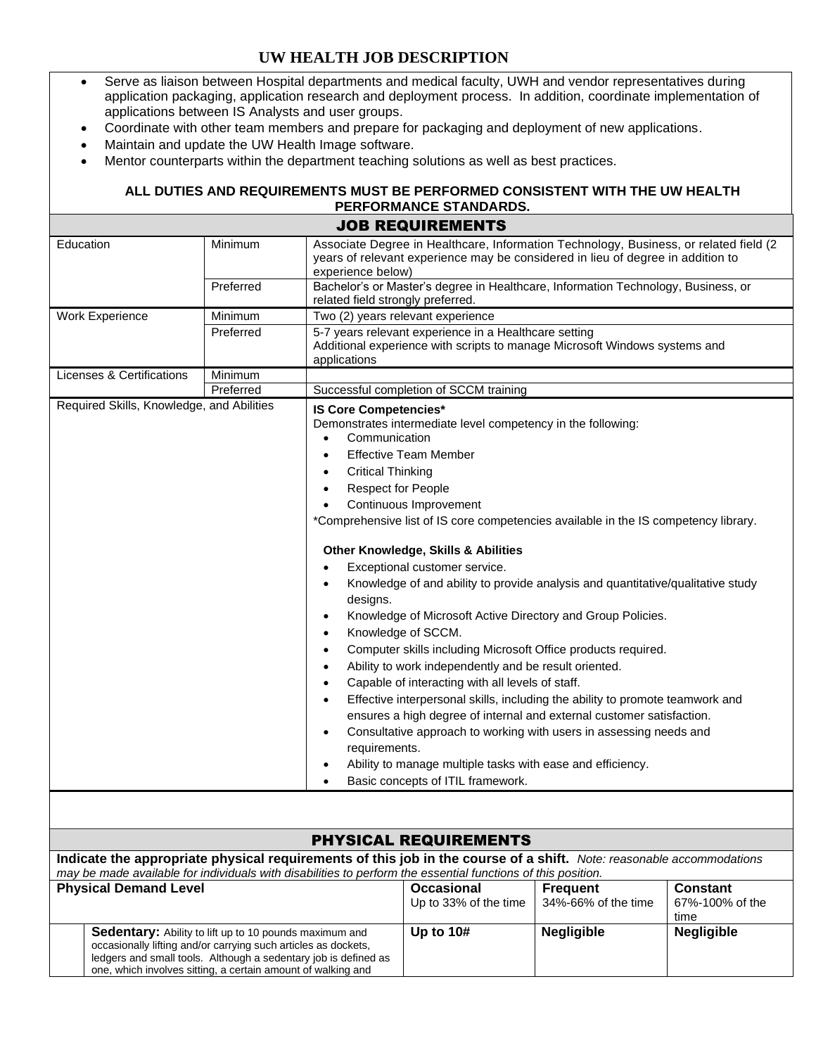- Serve as liaison between Hospital departments and medical faculty, UWH and vendor representatives during application packaging, application research and deployment process. In addition, coordinate implementation of applications between IS Analysts and user groups.
- Coordinate with other team members and prepare for packaging and deployment of new applications.
- Maintain and update the UW Health Image software.
- Mentor counterparts within the department teaching solutions as well as best practices.

**ALL DUTIES AND REQUIREMENTS MUST BE PERFORMED CONSISTENT WITH THE UW HEALTH PERFORMANCE STANDARDS.**

## JOB REQUIREMENTS

| | | |
|---|---|---|
| Education | Minimum | Associate Degree in Healthcare, Information Technology, Business, or related field (2 years of relevant experience may be considered in lieu of degree in addition to experience below) |
| | Preferred | Bachelor's or Master's degree in Healthcare, Information Technology, Business, or related field strongly preferred. |
| Work Experience | Minimum | Two (2) years relevant experience |
| | Preferred | 5-7 years relevant experience in a Healthcare setting<br>Additional experience with scripts to manage Microsoft Windows systems and applications |
| Licenses & Certifications | Minimum | |
| | Preferred | Successful completion of SCCM training |
| Required Skills, Knowledge, and Abilities | | **IS Core Competencies***<br>Demonstrates intermediate level competency in the following:<br>• Communication<br>• Effective Team Member<br>• Critical Thinking<br>• Respect for People<br>• Continuous Improvement<br>*Comprehensive list of IS core competencies available in the IS competency library.<br><br>**Other Knowledge, Skills & Abilities**<br>• Exceptional customer service.<br>• Knowledge of and ability to provide analysis and quantitative/qualitative study designs.<br>• Knowledge of Microsoft Active Directory and Group Policies.<br>• Knowledge of SCCM.<br>• Computer skills including Microsoft Office products required.<br>• Ability to work independently and be result oriented.<br>• Capable of interacting with all levels of staff.<br>• Effective interpersonal skills, including the ability to promote teamwork and ensures a high degree of internal and external customer satisfaction.<br>• Consultative approach to working with users in assessing needs and requirements.<br>• Ability to manage multiple tasks with ease and efficiency.<br>• Basic concepts of ITIL framework. |

## PHYSICAL REQUIREMENTS

**Indicate the appropriate physical requirements of this job in the course of a shift.** *Note: reasonable accommodations may be made available for individuals with disabilities to perform the essential functions of this position.*

| | Physical Demand Level | Occasional<br>Up to 33% of the time | Frequent<br>34%-66% of the time | Constant<br>67%-100% of the time |
|---|---|---|---|---|
| | **Sedentary:** Ability to lift up to 10 pounds maximum and occasionally lifting and/or carrying such articles as dockets, ledgers and small tools. Although a sedentary job is defined as one, which involves sitting, a certain amount of walking and | **Up to 10#** | **Negligible** | **Negligible** |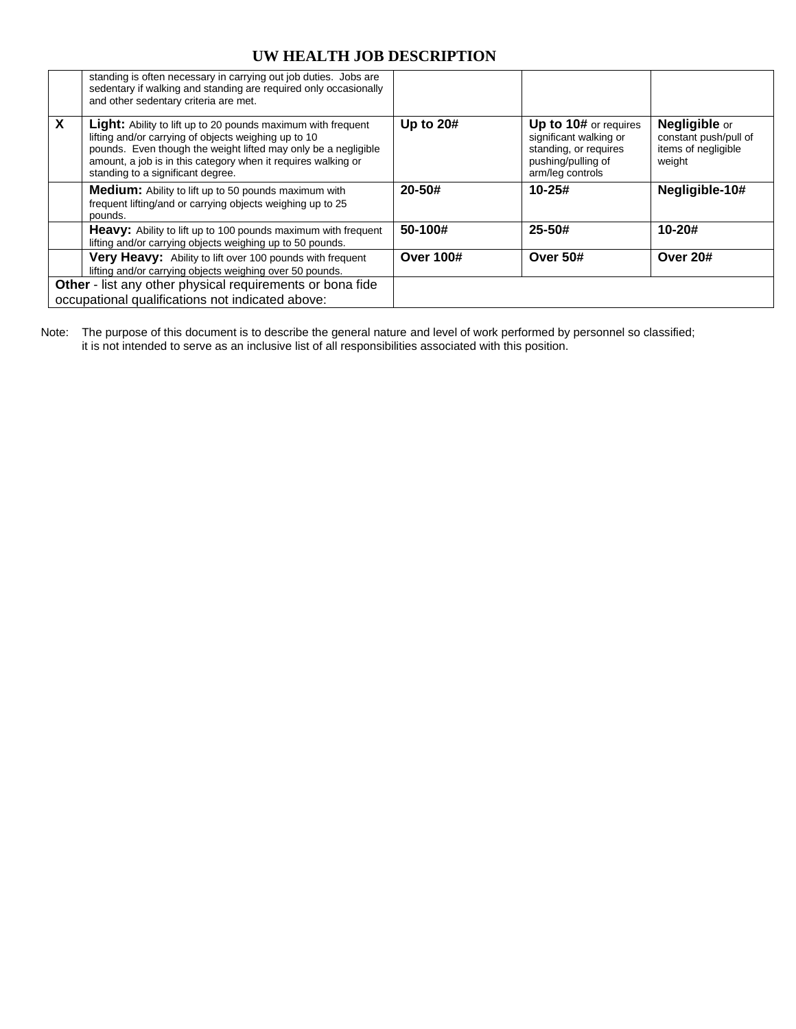# UW HEALTH JOB DESCRIPTION

| | | | | |
|---|---|---|---|---|
| | standing is often necessary in carrying out job duties. Jobs are sedentary if walking and standing are required only occasionally and other sedentary criteria are met. | | | |
| X | **Light:** Ability to lift up to 20 pounds maximum with frequent lifting and/or carrying of objects weighing up to 10 pounds. Even though the weight lifted may only be a negligible amount, a job is in this category when it requires walking or standing to a significant degree. | **Up to 20#** | **Up to 10#** or requires significant walking or standing, or requires pushing/pulling of arm/leg controls | **Negligible** or constant push/pull of items of negligible weight |
| | **Medium:** Ability to lift up to 50 pounds maximum with frequent lifting/and or carrying objects weighing up to 25 pounds. | **20-50#** | **10-25#** | **Negligible-10#** |
| | **Heavy:** Ability to lift up to 100 pounds maximum with frequent lifting and/or carrying objects weighing up to 50 pounds. | **50-100#** | **25-50#** | **10-20#** |
| | **Very Heavy:** Ability to lift over 100 pounds with frequent lifting and/or carrying objects weighing over 50 pounds. | **Over 100#** | **Over 50#** | **Over 20#** |
| **Other** - list any other physical requirements or bona fide occupational qualifications not indicated above: | | | | |

Note: The purpose of this document is to describe the general nature and level of work performed by personnel so classified; it is not intended to serve as an inclusive list of all responsibilities associated with this position.